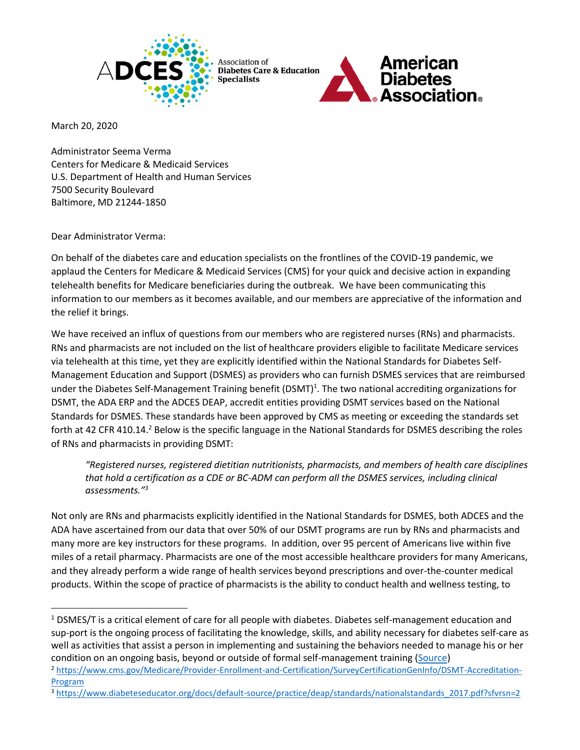Association of Diabetes Care & Education Specialists

American Diabetes Association

March 20, 2020

Administrator Seema Verma  
Centers for Medicare & Medicaid Services  
U.S. Department of Health and Human Services  
7500 Security Boulevard  
Baltimore, MD 21244-1850

Dear Administrator Verma:

On behalf of the diabetes care and education specialists on the frontlines of the COVID-19 pandemic, we applaud the Centers for Medicare & Medicaid Services (CMS) for your quick and decisive action in expanding telehealth benefits for Medicare beneficiaries during the outbreak. We have been communicating this information to our members as it becomes available, and our members are appreciative of the information and the relief it brings.

We have received an influx of questions from our members who are registered nurses (RNs) and pharmacists. RNs and pharmacists are not included on the list of healthcare providers eligible to facilitate Medicare services via telehealth at this time, yet they are explicitly identified within the National Standards for Diabetes Self-Management Education and Support (DSMES) as providers who can furnish DSMES services that are reimbursed under the Diabetes Self-Management Training benefit (DSMT)[1]. The two national accrediting organizations for DSMT, the ADA ERP and the ADCES DEAP, accredit entities providing DSMT services based on the National Standards for DSMES. These standards have been approved by CMS as meeting or exceeding the standards set forth at 42 CFR 410.14.[2] Below is the specific language in the National Standards for DSMES describing the roles of RNs and pharmacists in providing DSMT:

> *"Registered nurses, registered dietitian nutritionists, pharmacists, and members of health care disciplines that hold a certification as a CDE or BC-ADM can perform all the DSMES services, including clinical assessments."*[3]

Not only are RNs and pharmacists explicitly identified in the National Standards for DSMES, both ADCES and the ADA have ascertained from our data that over 50% of our DSMT programs are run by RNs and pharmacists and many more are key instructors for these programs. In addition, over 95 percent of Americans live within five miles of a retail pharmacy. Pharmacists are one of the most accessible healthcare providers for many Americans, and they already perform a wide range of health services beyond prescriptions and over-the-counter medical products. Within the scope of practice of pharmacists is the ability to conduct health and wellness testing, to

---

[1] DSMES/T is a critical element of care for all people with diabetes. Diabetes self-management education and sup-port is the ongoing process of facilitating the knowledge, skills, and ability necessary for diabetes self-care as well as activities that assist a person in implementing and sustaining the behaviors needed to manage his or her condition on an ongoing basis, beyond or outside of formal self-management training (Source)

[2] https://www.cms.gov/Medicare/Provider-Enrollment-and-Certification/SurveyCertificationGenInfo/DSMT-Accreditation-Program

[3] https://www.diabeteseducator.org/docs/default-source/practice/deap/standards/nationalstandards_2017.pdf?sfvrsn=2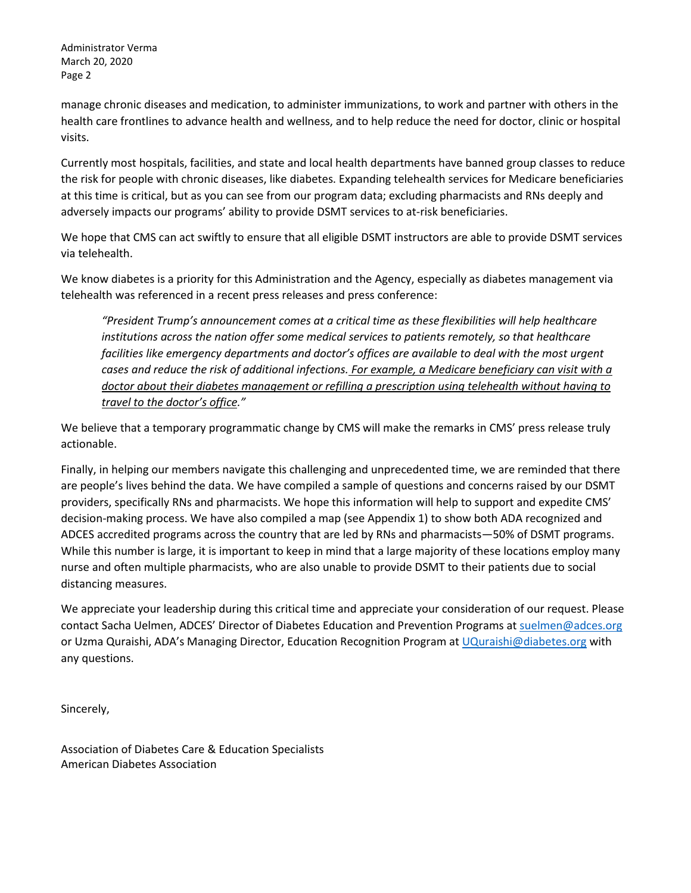manage chronic diseases and medication, to administer immunizations, to work and partner with others in the health care frontlines to advance health and wellness, and to help reduce the need for doctor, clinic or hospital visits.

Currently most hospitals, facilities, and state and local health departments have banned group classes to reduce the risk for people with chronic diseases, like diabetes. Expanding telehealth services for Medicare beneficiaries at this time is critical, but as you can see from our program data; excluding pharmacists and RNs deeply and adversely impacts our programs' ability to provide DSMT services to at-risk beneficiaries.

We hope that CMS can act swiftly to ensure that all eligible DSMT instructors are able to provide DSMT services via telehealth.

We know diabetes is a priority for this Administration and the Agency, especially as diabetes management via telehealth was referenced in a recent press releases and press conference:

> *"President Trump's announcement comes at a critical time as these flexibilities will help healthcare institutions across the nation offer some medical services to patients remotely, so that healthcare facilities like emergency departments and doctor's offices are available to deal with the most urgent cases and reduce the risk of additional infections. <u>For example, a Medicare beneficiary can visit with a doctor about their diabetes management or refilling a prescription using telehealth without having to travel to the doctor's office</u>."*

We believe that a temporary programmatic change by CMS will make the remarks in CMS' press release truly actionable.

Finally, in helping our members navigate this challenging and unprecedented time, we are reminded that there are people's lives behind the data. We have compiled a sample of questions and concerns raised by our DSMT providers, specifically RNs and pharmacists. We hope this information will help to support and expedite CMS' decision-making process. We have also compiled a map (see Appendix 1) to show both ADA recognized and ADCES accredited programs across the country that are led by RNs and pharmacists—50% of DSMT programs. While this number is large, it is important to keep in mind that a large majority of these locations employ many nurse and often multiple pharmacists, who are also unable to provide DSMT to their patients due to social distancing measures.

We appreciate your leadership during this critical time and appreciate your consideration of our request. Please contact Sacha Uelmen, ADCES' Director of Diabetes Education and Prevention Programs at suelmen@adces.org or Uzma Quraishi, ADA's Managing Director, Education Recognition Program at UQuraishi@diabetes.org with any questions.

Sincerely,

Association of Diabetes Care & Education Specialists
American Diabetes Association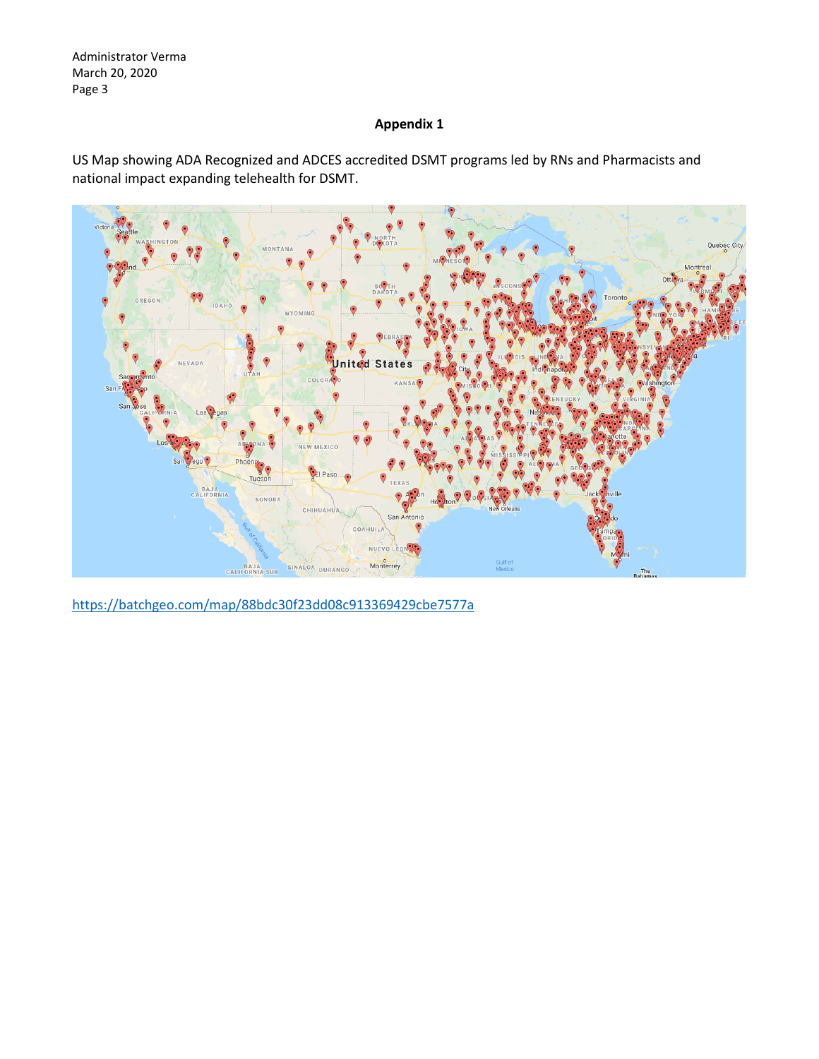## Appendix 1

US Map showing ADA Recognized and ADCES accredited DSMT programs led by RNs and Pharmacists and national impact expanding telehealth for DSMT.

https://batchgeo.com/map/88bdc30f23dd08c913369429cbe7577a